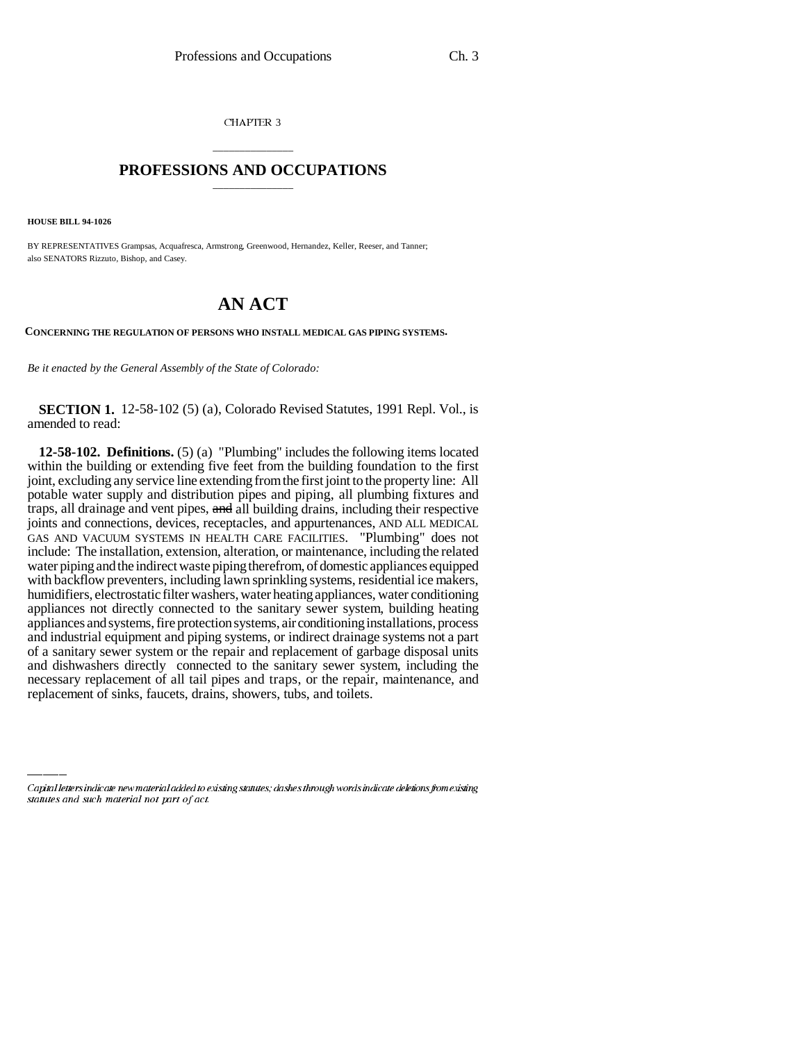CHAPTER 3

# PROFESSIONS AND OCCUPATIONS

**HOUSE BILL 94-1026**

BY REPRESENTATIVES Grampsas, Acquafresca, Armstrong, Greenwood, Hernandez, Keller, Reeser, and Tanner;
also SENATORS Rizzuto, Bishop, and Casey.

# AN ACT

**CONCERNING THE REGULATION OF PERSONS WHO INSTALL MEDICAL GAS PIPING SYSTEMS.**

*Be it enacted by the General Assembly of the State of Colorado:*

**SECTION 1.** 12-58-102 (5) (a), Colorado Revised Statutes, 1991 Repl. Vol., is amended to read:

**12-58-102. Definitions.** (5) (a) "Plumbing" includes the following items located within the building or extending five feet from the building foundation to the first joint, excluding any service line extending from the first joint to the property line: All potable water supply and distribution pipes and piping, all plumbing fixtures and traps, all drainage and vent pipes, ~~and~~ all building drains, including their respective joints and connections, devices, receptacles, and appurtenances, AND ALL MEDICAL GAS AND VACUUM SYSTEMS IN HEALTH CARE FACILITIES. "Plumbing" does not include: The installation, extension, alteration, or maintenance, including the related water piping and the indirect waste piping therefrom, of domestic appliances equipped with backflow preventers, including lawn sprinkling systems, residential ice makers, humidifiers, electrostatic filter washers, water heating appliances, water conditioning appliances not directly connected to the sanitary sewer system, building heating appliances and systems, fire protection systems, air conditioning installations, process and industrial equipment and piping systems, or indirect drainage systems not a part of a sanitary sewer system or the repair and replacement of garbage disposal units and dishwashers directly connected to the sanitary sewer system, including the necessary replacement of all tail pipes and traps, or the repair, maintenance, and replacement of sinks, faucets, drains, showers, tubs, and toilets.

*Capital letters indicate new material added to existing statutes; dashes through words indicate deletions from existing statutes and such material not part of act.*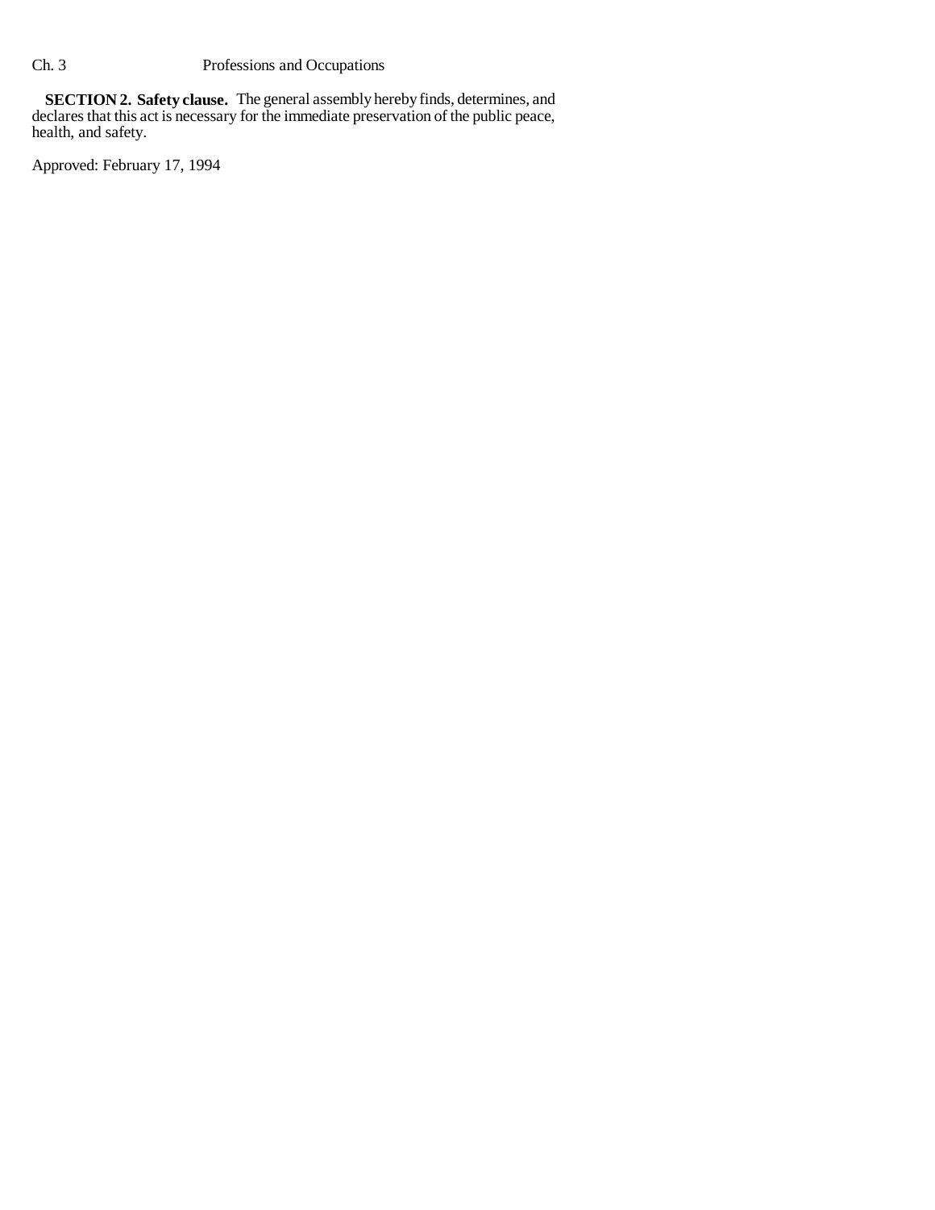**SECTION 2. Safety clause.** The general assembly hereby finds, determines, and declares that this act is necessary for the immediate preservation of the public peace, health, and safety.

Approved: February 17, 1994